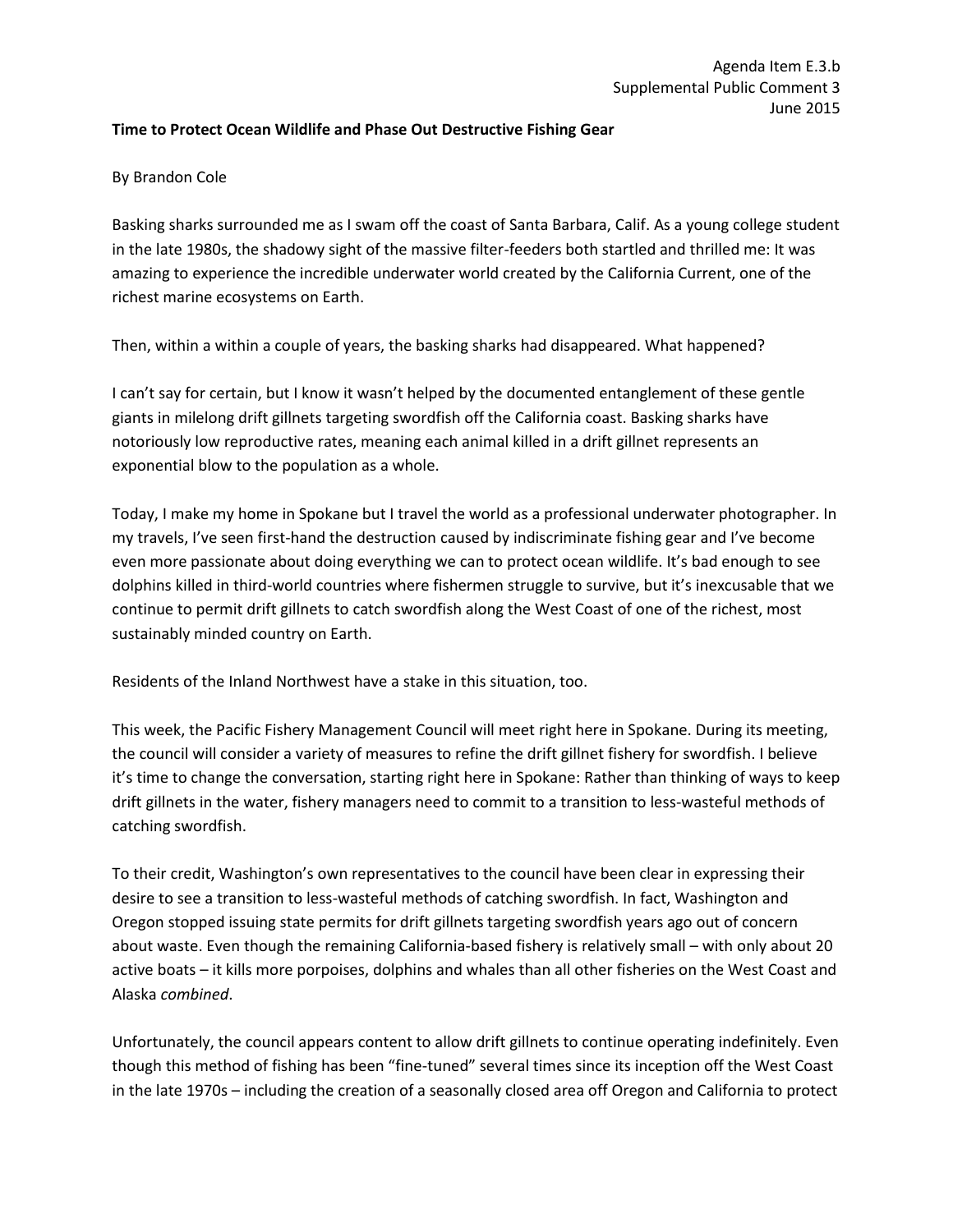Agenda Item E.3.b
Supplemental Public Comment 3
June 2015

**Time to Protect Ocean Wildlife and Phase Out Destructive Fishing Gear**

By Brandon Cole

Basking sharks surrounded me as I swam off the coast of Santa Barbara, Calif. As a young college student in the late 1980s, the shadowy sight of the massive filter-feeders both startled and thrilled me: It was amazing to experience the incredible underwater world created by the California Current, one of the richest marine ecosystems on Earth.

Then, within a within a couple of years, the basking sharks had disappeared. What happened?

I can't say for certain, but I know it wasn't helped by the documented entanglement of these gentle giants in milelong drift gillnets targeting swordfish off the California coast. Basking sharks have notoriously low reproductive rates, meaning each animal killed in a drift gillnet represents an exponential blow to the population as a whole.

Today, I make my home in Spokane but I travel the world as a professional underwater photographer. In my travels, I've seen first-hand the destruction caused by indiscriminate fishing gear and I've become even more passionate about doing everything we can to protect ocean wildlife. It's bad enough to see dolphins killed in third-world countries where fishermen struggle to survive, but it's inexcusable that we continue to permit drift gillnets to catch swordfish along the West Coast of one of the richest, most sustainably minded country on Earth.

Residents of the Inland Northwest have a stake in this situation, too.

This week, the Pacific Fishery Management Council will meet right here in Spokane. During its meeting, the council will consider a variety of measures to refine the drift gillnet fishery for swordfish. I believe it's time to change the conversation, starting right here in Spokane: Rather than thinking of ways to keep drift gillnets in the water, fishery managers need to commit to a transition to less-wasteful methods of catching swordfish.

To their credit, Washington's own representatives to the council have been clear in expressing their desire to see a transition to less-wasteful methods of catching swordfish. In fact, Washington and Oregon stopped issuing state permits for drift gillnets targeting swordfish years ago out of concern about waste. Even though the remaining California-based fishery is relatively small – with only about 20 active boats – it kills more porpoises, dolphins and whales than all other fisheries on the West Coast and Alaska *combined*.

Unfortunately, the council appears content to allow drift gillnets to continue operating indefinitely. Even though this method of fishing has been "fine-tuned" several times since its inception off the West Coast in the late 1970s – including the creation of a seasonally closed area off Oregon and California to protect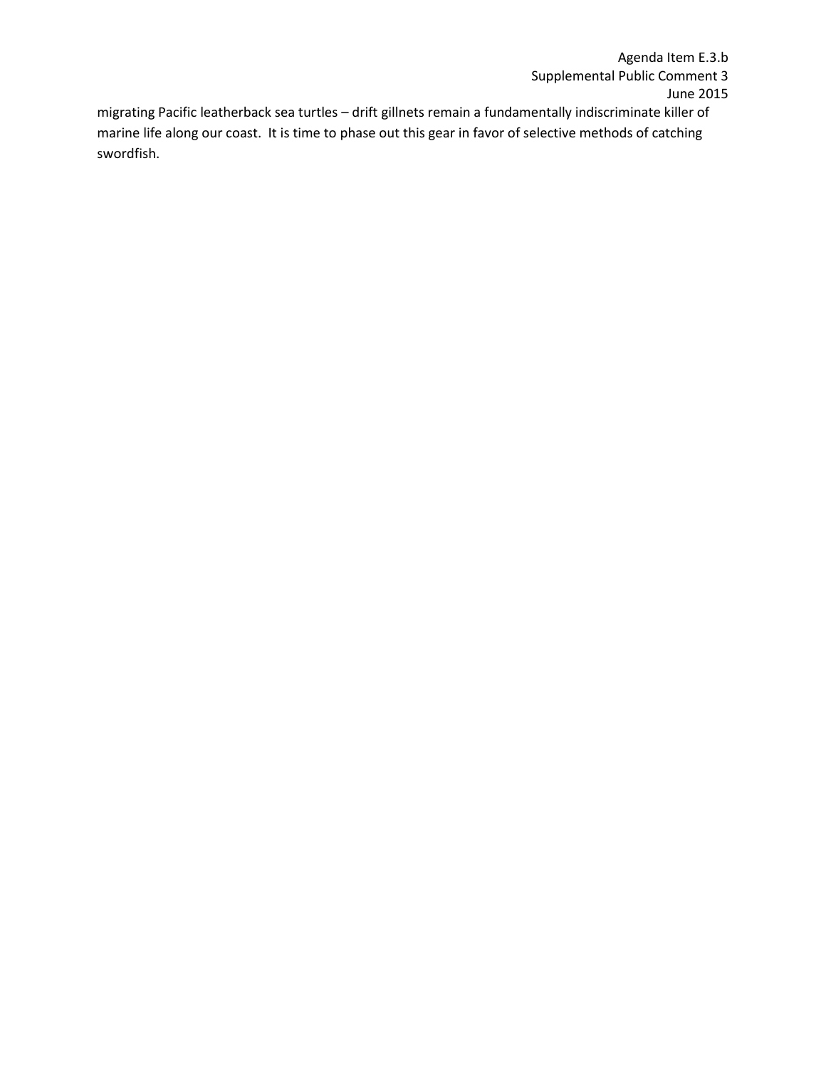migrating Pacific leatherback sea turtles – drift gillnets remain a fundamentally indiscriminate killer of marine life along our coast. It is time to phase out this gear in favor of selective methods of catching swordfish.